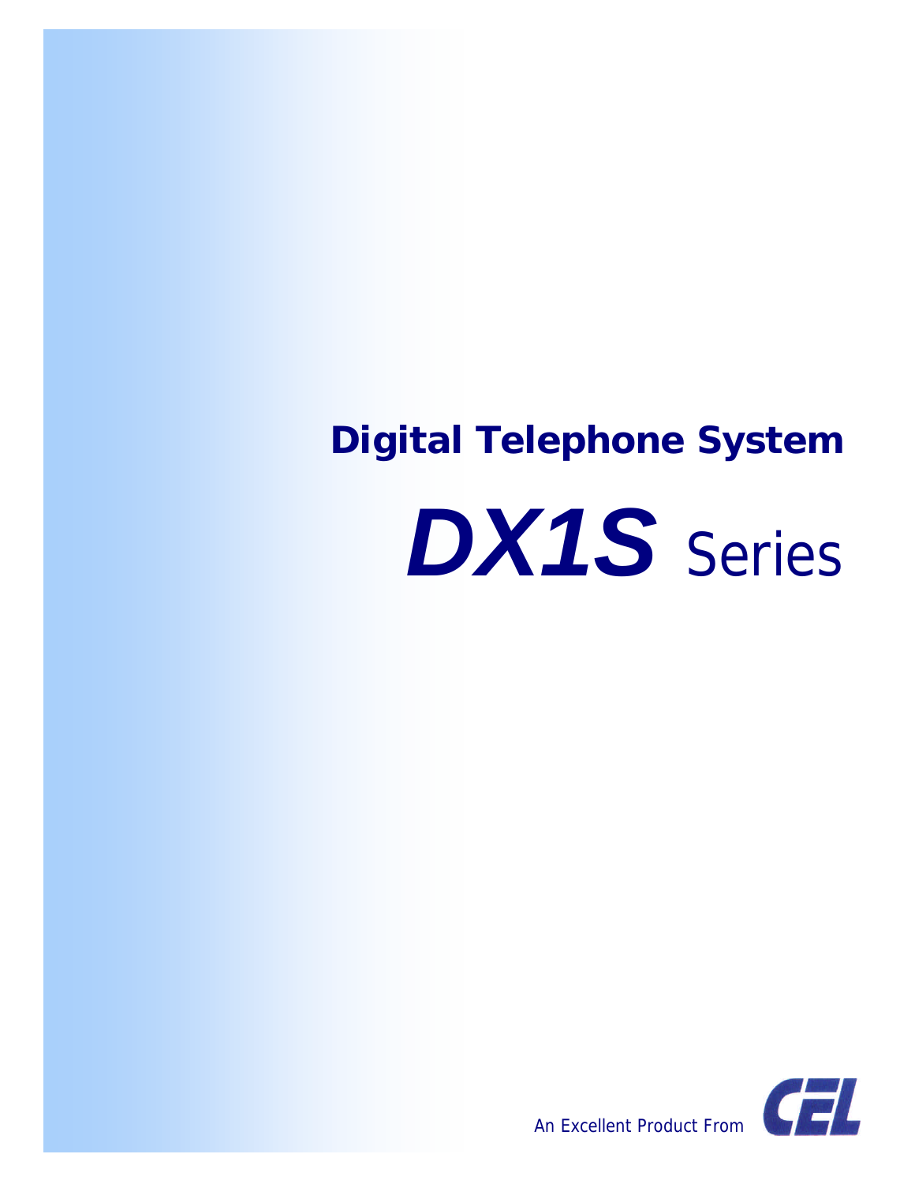## Digital Telephone System

# *DX1S* Series

An Excellent Product From CEL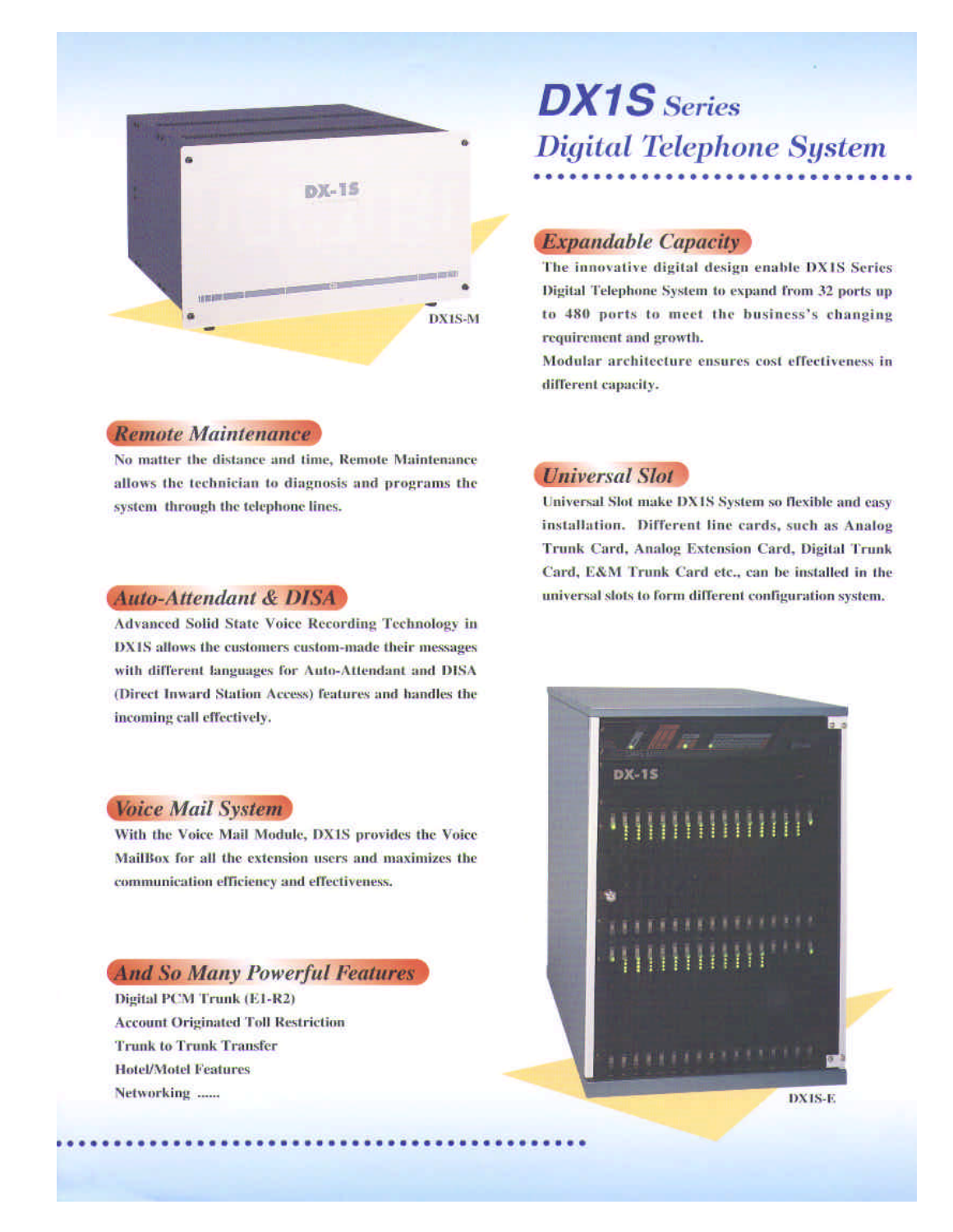# DX1S Series
## Digital Telephone System

DX1S-M

### Expandable Capacity

The innovative digital design enable DX1S Series Digital Telephone System to expand from 32 ports up to 480 ports to meet the business's changing requirement and growth.
Modular architecture ensures cost effectiveness in different capacity.

### Remote Maintenance

No matter the distance and time, Remote Maintenance allows the technician to diagnosis and programs the system through the telephone lines.

### Universal Slot

Universal Slot make DX1S System so flexible and easy installation. Different line cards, such as Analog Trunk Card, Analog Extension Card, Digital Trunk Card, E&M Trunk Card etc., can be installed in the universal slots to form different configuration system.

### Auto-Attendant & DISA

Advanced Solid State Voice Recording Technology in DX1S allows the customers custom-made their messages with different languages for Auto-Attendant and DISA (Direct Inward Station Access) features and handles the incoming call effectively.

### Voice Mail System

With the Voice Mail Module, DX1S provides the Voice MailBox for all the extension users and maximizes the communication efficiency and effectiveness.

### And So Many Powerful Features

Digital PCM Trunk (E1-R2)
Account Originated Toll Restriction
Trunk to Trunk Transfer
Hotel/Motel Features
Networking ......

DX1S-E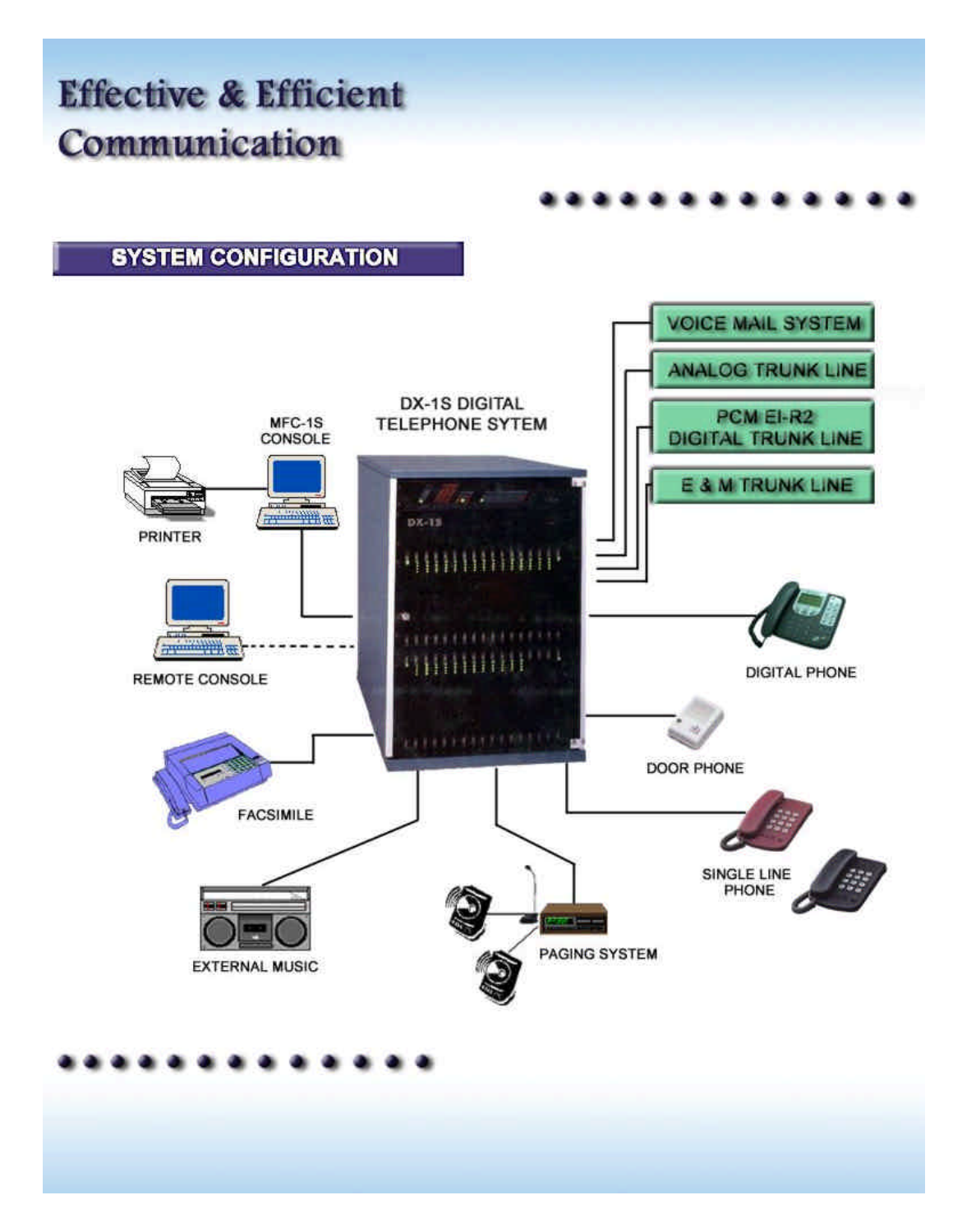# Effective & Efficient Communication

## SYSTEM CONFIGURATION

DX-1S DIGITAL TELEPHONE SYTEM

MFC-1S CONSOLE

PRINTER

REMOTE CONSOLE

FACSIMILE

EXTERNAL MUSIC

PAGING SYSTEM

SINGLE LINE PHONE

DOOR PHONE

DIGITAL PHONE

VOICE MAIL SYSTEM

ANALOG TRUNK LINE

PCM EI-R2 DIGITAL TRUNK LINE

E & M TRUNK LINE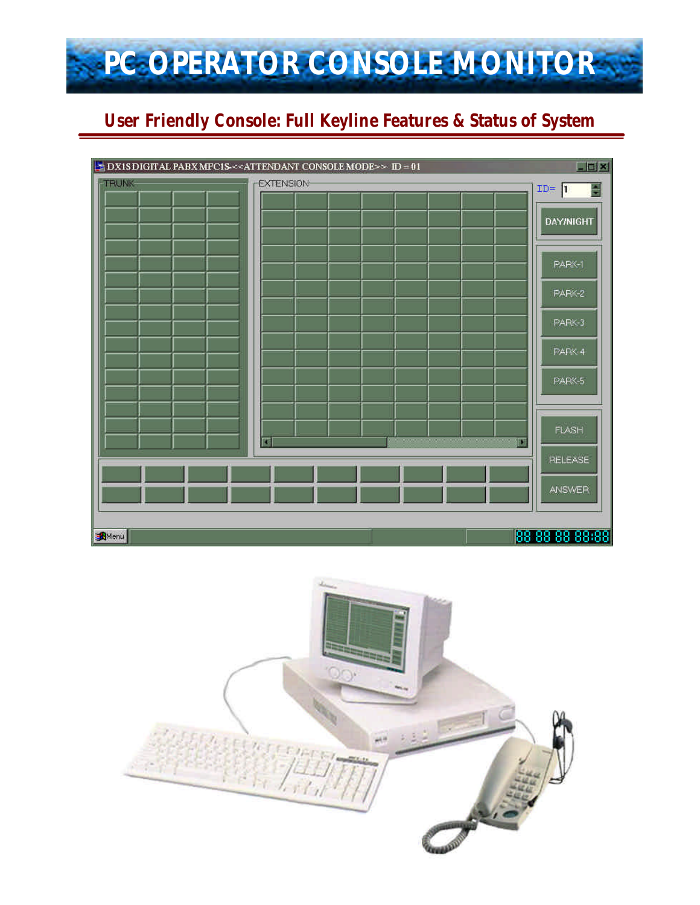# PC OPERATOR CONSOLE MONITOR

## User Friendly Console: Full Keyline Features & Status of System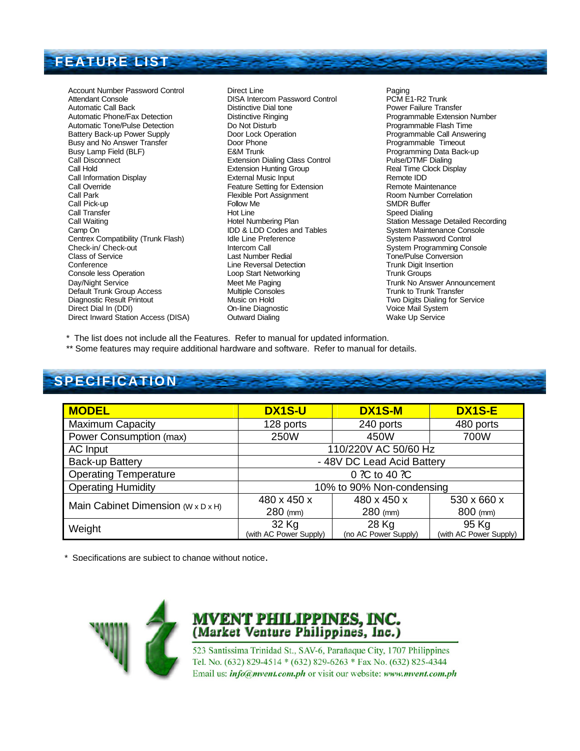## FEATURE LIST

- Account Number Password Control
- Attendant Console
- Automatic Call Back
- Automatic Phone/Fax Detection
- Automatic Tone/Pulse Detection
- Battery Back-up Power Supply
- Busy and No Answer Transfer
- Busy Lamp Field (BLF)
- Call Disconnect
- Call Hold
- Call Information Display
- Call Override
- Call Park
- Call Pick-up
- Call Transfer
- Call Waiting
- Camp On
- Centrex Compatibility (Trunk Flash)
- Check-in/ Check-out
- Class of Service
- Conference
- Console less Operation
- Day/Night Service
- Default Trunk Group Access
- Diagnostic Result Printout
- Direct Dial In (DDI)
- Direct Inward Station Access (DISA)
- Direct Line
- DISA Intercom Password Control
- Distinctive Dial tone
- Distinctive Ringing
- Do Not Disturb
- Door Lock Operation
- Door Phone
- E&M Trunk
- Extension Dialing Class Control
- Extension Hunting Group
- External Music Input
- Feature Setting for Extension
- Flexible Port Assignment
- Follow Me
- Hot Line
- Hotel Numbering Plan
- IDD & LDD Codes and Tables
- Idle Line Preference
- Intercom Call
- Last Number Redial
- Line Reversal Detection
- Loop Start Networking
- Meet Me Paging
- Multiple Consoles
- Music on Hold
- On-line Diagnostic
- Outward Dialing
- Paging
- PCM E1-R2 Trunk
- Power Failure Transfer
- Programmable Extension Number
- Programmable Flash Time
- Programmable Call Answering
- Programmable Timeout
- Programming Data Back-up
- Pulse/DTMF Dialing
- Real Time Clock Display
- Remote IDD
- Remote Maintenance
- Room Number Correlation
- SMDR Buffer
- Speed Dialing
- Station Message Detailed Recording
- System Maintenance Console
- System Password Control
- System Programming Console
- Tone/Pulse Conversion
- Trunk Digit Insertion
- Trunk Groups
- Trunk No Answer Announcement
- Trunk to Trunk Transfer
- Two Digits Dialing for Service
- Voice Mail System
- Wake Up Service

\* The list does not include all the Features. Refer to manual for updated information.

\** Some features may require additional hardware and software. Refer to manual for details.

## SPECIFICATION

| MODEL | DX1S-U | DX1S-M | DX1S-E |
|---|---|---|---|
| Maximum Capacity | 128 ports | 240 ports | 480 ports |
| Power Consumption (max) | 250W | 450W | 700W |
| AC Input | 110/220V AC 50/60 Hz | | |
| Back-up Battery | - 48V DC Lead Acid Battery | | |
| Operating Temperature | 0 ?C to 40 ?C | | |
| Operating Humidity | 10% to 90% Non-condensing | | |
| Main Cabinet Dimension (W x D x H) | 480 x 450 x 280 (mm) | 480 x 450 x 280 (mm) | 530 x 660 x 800 (mm) |
| Weight | 32 Kg (with AC Power Supply) | 28 Kg (no AC Power Supply) | 95 Kg (with AC Power Supply) |

\* Specifications are subject to change without notice.

**MVENT PHILIPPINES, INC.**
**(Market Venture Philippines, Inc.)**

523 Santissima Trinidad St., SAV-6, Parañaque City, 1707 Philippines
Tel. No. (632) 829-4514 * (632) 829-6263 * Fax No. (632) 825-4344
Email us: *info@mvent.com.ph* or visit our website: *www.mvent.com.ph*